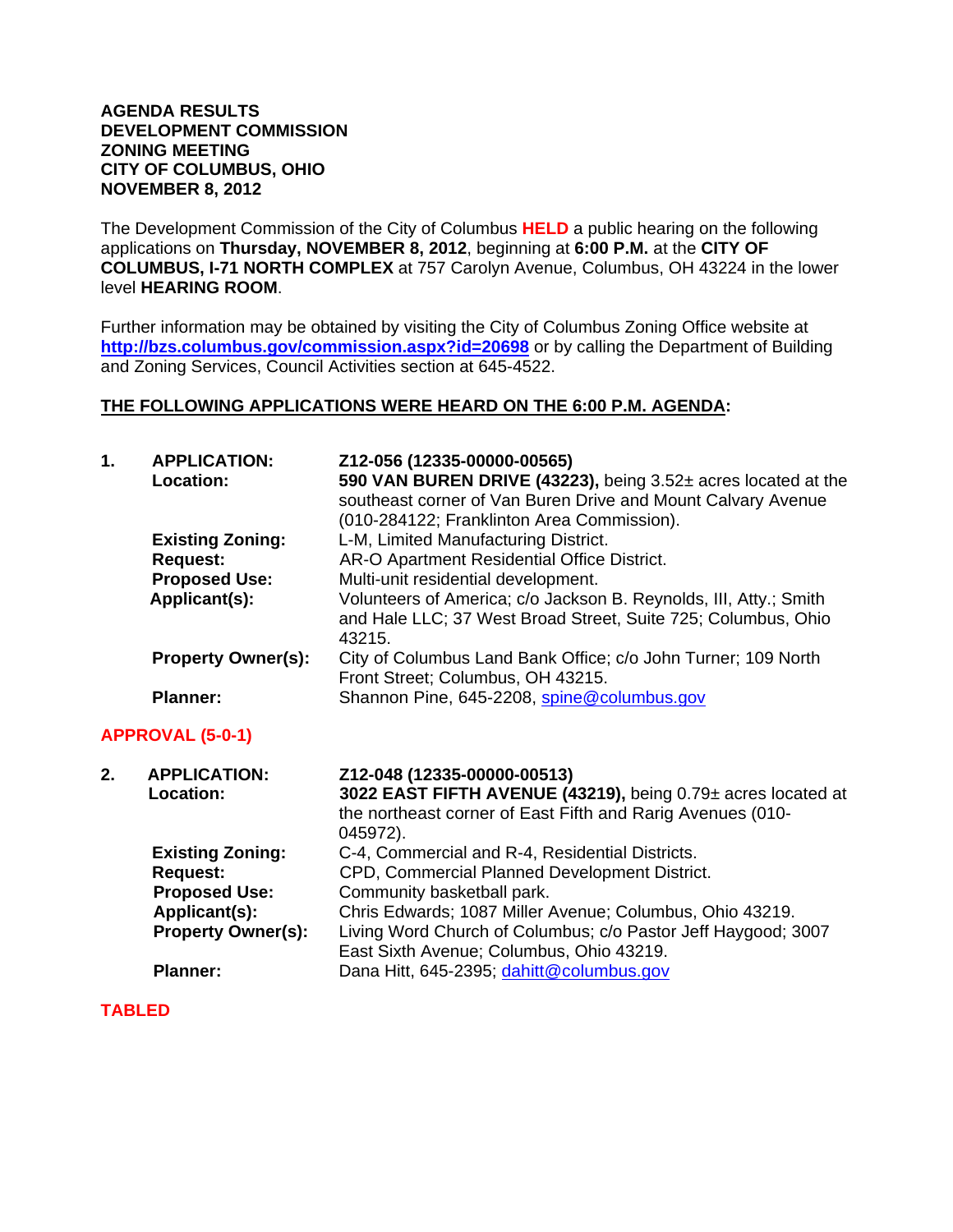**AGENDA RESULTS**
**DEVELOPMENT COMMISSION**
**ZONING MEETING**
**CITY OF COLUMBUS, OHIO**
**NOVEMBER 8, 2012**

The Development Commission of the City of Columbus **HELD** a public hearing on the following applications on **Thursday, NOVEMBER 8, 2012**, beginning at **6:00 P.M.** at the **CITY OF COLUMBUS, I-71 NORTH COMPLEX** at 757 Carolyn Avenue, Columbus, OH 43224 in the lower level **HEARING ROOM**.

Further information may be obtained by visiting the City of Columbus Zoning Office website at **http://bzs.columbus.gov/commission.aspx?id=20698** or by calling the Department of Building and Zoning Services, Council Activities section at 645-4522.

**THE FOLLOWING APPLICATIONS WERE HEARD ON THE 6:00 P.M. AGENDA:**

**1. APPLICATION:** **Z12-056 (12335-00000-00565)**
**Location:** **590 VAN BUREN DRIVE (43223),** being 3.52± acres located at the southeast corner of Van Buren Drive and Mount Calvary Avenue (010-284122; Franklinton Area Commission).
**Existing Zoning:** L-M, Limited Manufacturing District.
**Request:** AR-O Apartment Residential Office District.
**Proposed Use:** Multi-unit residential development.
**Applicant(s):** Volunteers of America; c/o Jackson B. Reynolds, III, Atty.; Smith and Hale LLC; 37 West Broad Street, Suite 725; Columbus, Ohio 43215.
**Property Owner(s):** City of Columbus Land Bank Office; c/o John Turner; 109 North Front Street; Columbus, OH 43215.
**Planner:** Shannon Pine, 645-2208, spine@columbus.gov

**APPROVAL (5-0-1)**

**2. APPLICATION:** **Z12-048 (12335-00000-00513)**
**Location:** **3022 EAST FIFTH AVENUE (43219),** being 0.79± acres located at the northeast corner of East Fifth and Rarig Avenues (010-045972).
**Existing Zoning:** C-4, Commercial and R-4, Residential Districts.
**Request:** CPD, Commercial Planned Development District.
**Proposed Use:** Community basketball park.
**Applicant(s):** Chris Edwards; 1087 Miller Avenue; Columbus, Ohio 43219.
**Property Owner(s):** Living Word Church of Columbus; c/o Pastor Jeff Haygood; 3007 East Sixth Avenue; Columbus, Ohio 43219.
**Planner:** Dana Hitt, 645-2395; dahitt@columbus.gov

**TABLED**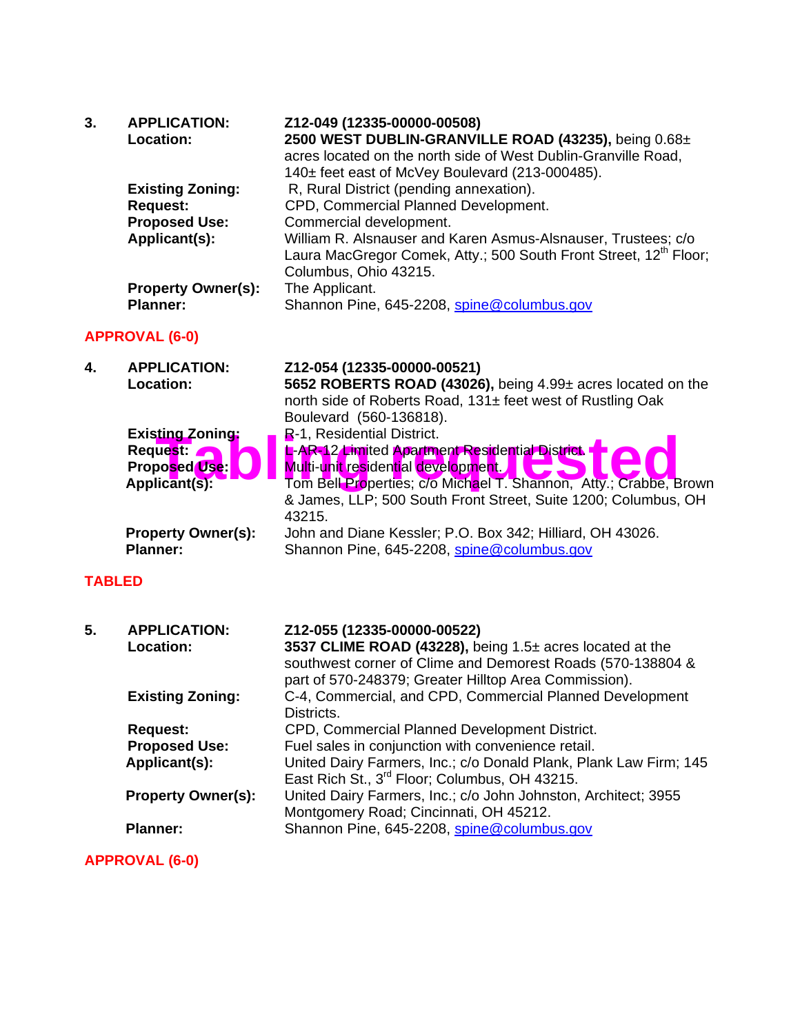**3.** **APPLICATION:** **Z12-049 (12335-00000-00508)**

**Location:** **2500 WEST DUBLIN-GRANVILLE ROAD (43235),** being 0.68± acres located on the north side of West Dublin-Granville Road, 140± feet east of McVey Boulevard (213-000485).

**Existing Zoning:** R, Rural District (pending annexation).

**Request:** CPD, Commercial Planned Development.

**Proposed Use:** Commercial development.

**Applicant(s):** William R. Alsnauser and Karen Asmus-Alsnauser, Trustees; c/o Laura MacGregor Comek, Atty.; 500 South Front Street, 12th Floor; Columbus, Ohio 43215.

**Property Owner(s):** The Applicant.

**Planner:** Shannon Pine, 645-2208, spine@columbus.gov

**APPROVAL (6-0)**

**4.** **APPLICATION:** **Z12-054 (12335-00000-00521)**

**Location:** **5652 ROBERTS ROAD (43026),** being 4.99± acres located on the north side of Roberts Road, 131± feet west of Rustling Oak Boulevard (560-136818).

**Existing Zoning:** R-1, Residential District.

**Request:** L-AR-12 Limited Apartment Residential District.

**Proposed Use:** Multi-unit residential development.

**Applicant(s):** Tom Bell Properties; c/o Michael T. Shannon, Atty.; Crabbe, Brown & James, LLP; 500 South Front Street, Suite 1200; Columbus, OH 43215.

**Property Owner(s):** John and Diane Kessler; P.O. Box 342; Hilliard, OH 43026.

**Planner:** Shannon Pine, 645-2208, spine@columbus.gov

Tabling requested

**TABLED**

**5.** **APPLICATION:** **Z12-055 (12335-00000-00522)**

**Location:** **3537 CLIME ROAD (43228),** being 1.5± acres located at the southwest corner of Clime and Demorest Roads (570-138804 & part of 570-248379; Greater Hilltop Area Commission).

**Existing Zoning:** C-4, Commercial, and CPD, Commercial Planned Development Districts.

**Request:** CPD, Commercial Planned Development District.

**Proposed Use:** Fuel sales in conjunction with convenience retail.

**Applicant(s):** United Dairy Farmers, Inc.; c/o Donald Plank, Plank Law Firm; 145 East Rich St., 3rd Floor; Columbus, OH 43215.

**Property Owner(s):** United Dairy Farmers, Inc.; c/o John Johnston, Architect; 3955 Montgomery Road; Cincinnati, OH 45212.

**Planner:** Shannon Pine, 645-2208, spine@columbus.gov

**APPROVAL (6-0)**